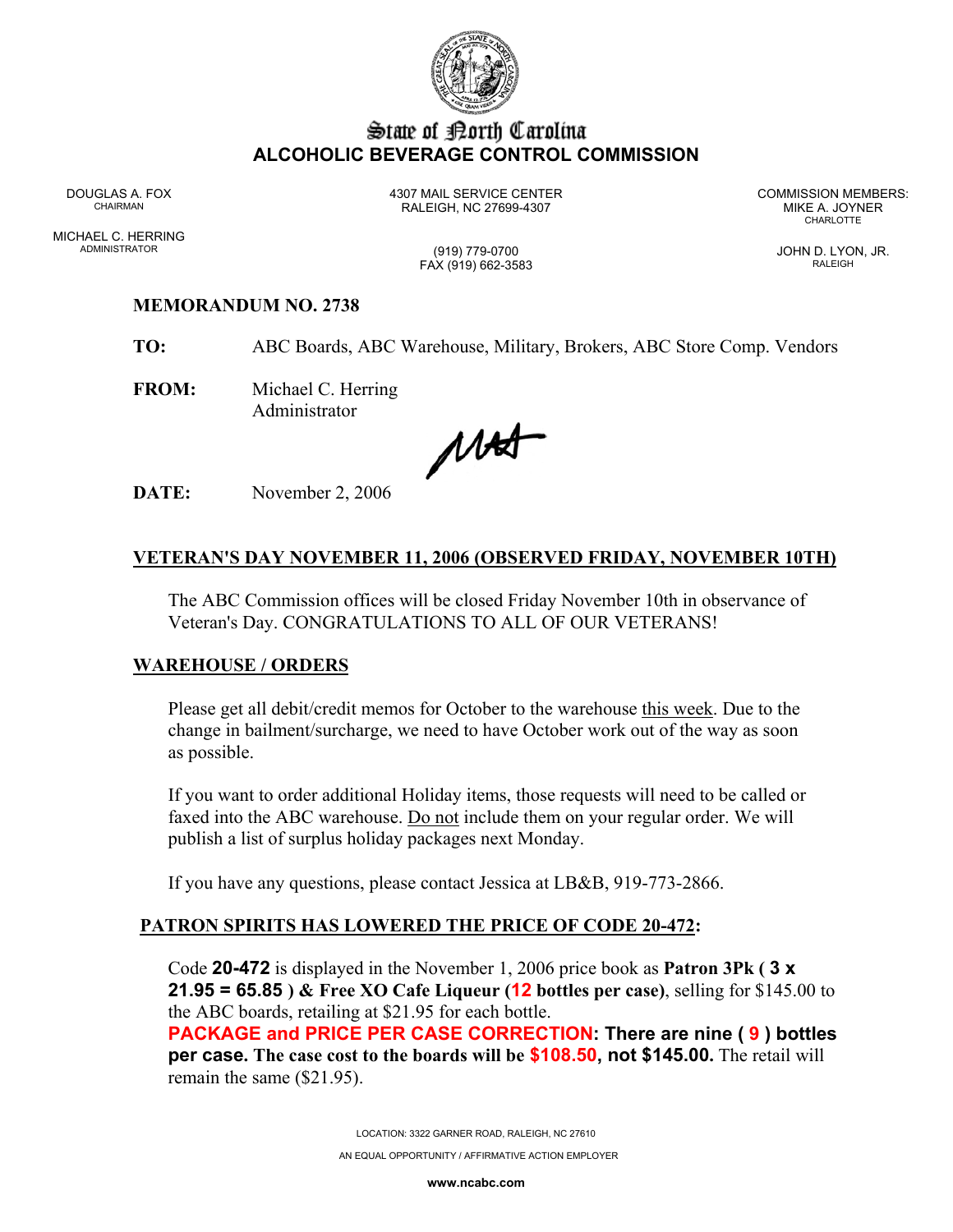# State of North Carolina
## ALCOHOLIC BEVERAGE CONTROL COMMISSION

DOUGLAS A. FOX
CHAIRMAN

MICHAEL C. HERRING
ADMINISTRATOR

4307 MAIL SERVICE CENTER
RALEIGH, NC 27699-4307

(919) 779-0700
FAX (919) 662-3583

COMMISSION MEMBERS:
MIKE A. JOYNER
CHARLOTTE

JOHN D. LYON, JR.
RALEIGH

**MEMORANDUM NO. 2738**

**TO:** ABC Boards, ABC Warehouse, Military, Brokers, ABC Store Comp. Vendors

**FROM:** Michael C. Herring
Administrator

**DATE:** November 2, 2006

## VETERAN'S DAY NOVEMBER 11, 2006 (OBSERVED FRIDAY, NOVEMBER 10TH)

The ABC Commission offices will be closed Friday November 10th in observance of Veteran's Day. CONGRATULATIONS TO ALL OF OUR VETERANS!

## WAREHOUSE / ORDERS

Please get all debit/credit memos for October to the warehouse this week. Due to the change in bailment/surcharge, we need to have October work out of the way as soon as possible.

If you want to order additional Holiday items, those requests will need to be called or faxed into the ABC warehouse. Do not include them on your regular order. We will publish a list of surplus holiday packages next Monday.

If you have any questions, please contact Jessica at LB&B, 919-773-2866.

## PATRON SPIRITS HAS LOWERED THE PRICE OF CODE 20-472:

Code **20-472** is displayed in the November 1, 2006 price book as **Patron 3Pk ( 3 x 21.95 = 65.85 ) & Free XO Cafe Liqueur (12 bottles per case)**, selling for $145.00 to the ABC boards, retailing at $21.95 for each bottle.
**PACKAGE and PRICE PER CASE CORRECTION: There are nine ( 9 ) bottles per case. The case cost to the boards will be $108.50, not $145.00.** The retail will remain the same ($21.95).

LOCATION: 3322 GARNER ROAD, RALEIGH, NC 27610

AN EQUAL OPPORTUNITY / AFFIRMATIVE ACTION EMPLOYER

**www.ncabc.com**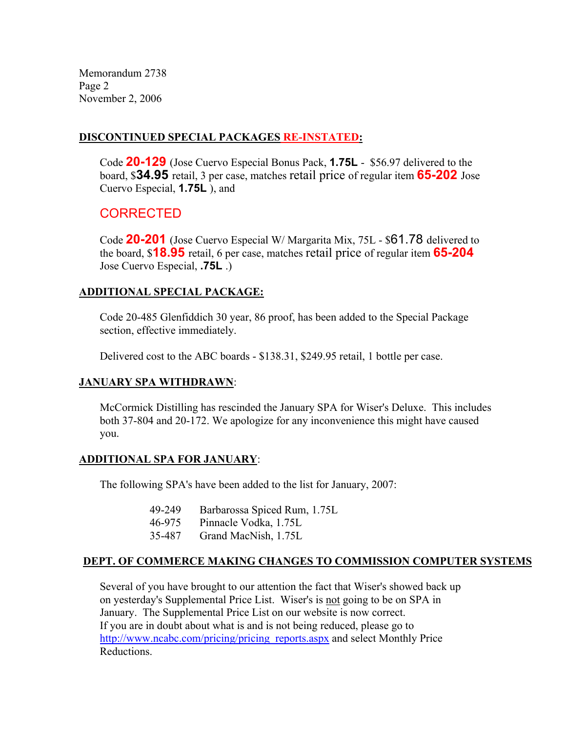Memorandum 2738
Page 2
November 2, 2006

**DISCONTINUED SPECIAL PACKAGES RE-INSTATED:**

Code **20-129** (Jose Cuervo Especial Bonus Pack, **1.75L** - $56.97 delivered to the board, $**34.95** retail, 3 per case, matches retail price of regular item **65-202** Jose Cuervo Especial, **1.75L** ), and

CORRECTED

Code **20-201** (Jose Cuervo Especial W/ Margarita Mix, 75L - $61.78 delivered to the board, $**18.95** retail, 6 per case, matches retail price of regular item **65-204** Jose Cuervo Especial, **.75L** .)

**ADDITIONAL SPECIAL PACKAGE:**

Code 20-485 Glenfiddich 30 year, 86 proof, has been added to the Special Package section, effective immediately.

Delivered cost to the ABC boards - $138.31, $249.95 retail, 1 bottle per case.

**JANUARY SPA WITHDRAWN**:

McCormick Distilling has rescinded the January SPA for Wiser's Deluxe. This includes both 37-804 and 20-172. We apologize for any inconvenience this might have caused you.

**ADDITIONAL SPA FOR JANUARY**:

The following SPA's have been added to the list for January, 2007:

| | |
|---|---|
| 49-249 | Barbarossa Spiced Rum, 1.75L |
| 46-975 | Pinnacle Vodka, 1.75L |
| 35-487 | Grand MacNish, 1.75L |

**DEPT. OF COMMERCE MAKING CHANGES TO COMMISSION COMPUTER SYSTEMS**

Several of you have brought to our attention the fact that Wiser's showed back up on yesterday's Supplemental Price List. Wiser's is not going to be on SPA in January. The Supplemental Price List on our website is now correct.
If you are in doubt about what is and is not being reduced, please go to http://www.ncabc.com/pricing/pricing_reports.aspx and select Monthly Price Reductions.